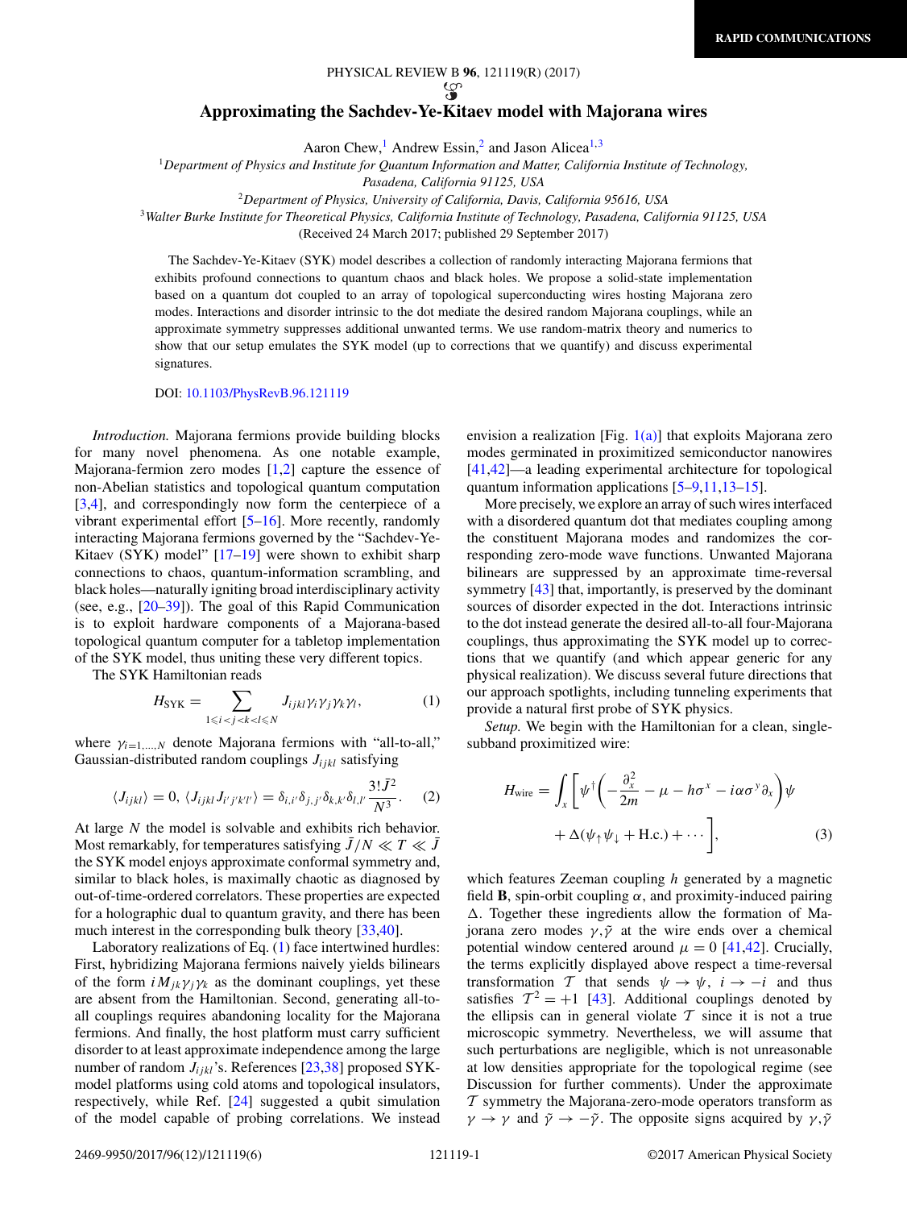# Approximating the Sachdev-Ye-Kitaev model with Majorana wires

Aaron Chew,[1] Andrew Essin,[2] and Jason Alicea[1,3]

[1]Department of Physics and Institute for Quantum Information and Matter, California Institute of Technology, Pasadena, California 91125, USA

[2]Department of Physics, University of California, Davis, California 95616, USA

[3]Walter Burke Institute for Theoretical Physics, California Institute of Technology, Pasadena, California 91125, USA

(Received 24 March 2017; published 29 September 2017)

The Sachdev-Ye-Kitaev (SYK) model describes a collection of randomly interacting Majorana fermions that exhibits profound connections to quantum chaos and black holes. We propose a solid-state implementation based on a quantum dot coupled to an array of topological superconducting wires hosting Majorana zero modes. Interactions and disorder intrinsic to the dot mediate the desired random Majorana couplings, while an approximate symmetry suppresses additional unwanted terms. We use random-matrix theory and numerics to show that our setup emulates the SYK model (up to corrections that we quantify) and discuss experimental signatures.

DOI: 10.1103/PhysRevB.96.121119

*Introduction.* Majorana fermions provide building blocks for many novel phenomena. As one notable example, Majorana-fermion zero modes [1,2] capture the essence of non-Abelian statistics and topological quantum computation [3,4], and correspondingly now form the centerpiece of a vibrant experimental effort [5–16]. More recently, randomly interacting Majorana fermions governed by the "Sachdev-Ye-Kitaev (SYK) model" [17–19] were shown to exhibit sharp connections to chaos, quantum-information scrambling, and black holes—naturally igniting broad interdisciplinary activity (see, e.g., [20–39]). The goal of this Rapid Communication is to exploit hardware components of a Majorana-based topological quantum computer for a tabletop implementation of the SYK model, thus uniting these very different topics.

The SYK Hamiltonian reads

$$H_{\rm SYK} = \sum_{1\leqslant i<j<k<l\leqslant N} J_{ijkl}\gamma_i\gamma_j\gamma_k\gamma_l, \tag{1}$$

where $\gamma_{i=1,\ldots,N}$ denote Majorana fermions with "all-to-all," Gaussian-distributed random couplings $J_{ijkl}$ satisfying

$$\langle J_{ijkl}\rangle = 0,\ \langle J_{ijkl}J_{i'j'k'l'}\rangle = \delta_{i,i'}\delta_{j,j'}\delta_{k,k'}\delta_{l,l'}\frac{3!\bar{J}^2}{N^3}. \tag{2}$$

At large $N$ the model is solvable and exhibits rich behavior. Most remarkably, for temperatures satisfying $\bar{J}/N \ll T \ll \bar{J}$ the SYK model enjoys approximate conformal symmetry and, similar to black holes, is maximally chaotic as diagnosed by out-of-time-ordered correlators. These properties are expected for a holographic dual to quantum gravity, and there has been much interest in the corresponding bulk theory [33,40].

Laboratory realizations of Eq. (1) face intertwined hurdles: First, hybridizing Majorana fermions naively yields bilinears of the form $iM_{jk}\gamma_j\gamma_k$ as the dominant couplings, yet these are absent from the Hamiltonian. Second, generating all-to-all couplings requires abandoning locality for the Majorana fermions. And finally, the host platform must carry sufficient disorder to at least approximate independence among the large number of random $J_{ijkl}$'s. References [23,38] proposed SYK-model platforms using cold atoms and topological insulators, respectively, while Ref. [24] suggested a qubit simulation of the model capable of probing correlations. We instead envision a realization [Fig. 1(a)] that exploits Majorana zero modes germinated in proximitized semiconductor nanowires [41,42]—a leading experimental architecture for topological quantum information applications [5–9,11,13–15].

More precisely, we explore an array of such wires interfaced with a disordered quantum dot that mediates coupling among the constituent Majorana modes and randomizes the corresponding zero-mode wave functions. Unwanted Majorana bilinears are suppressed by an approximate time-reversal symmetry [43] that, importantly, is preserved by the dominant sources of disorder expected in the dot. Interactions intrinsic to the dot instead generate the desired all-to-all four-Majorana couplings, thus approximating the SYK model up to corrections that we quantify (and which appear generic for any physical realization). We discuss several future directions that our approach spotlights, including tunneling experiments that provide a natural first probe of SYK physics.

*Setup.* We begin with the Hamiltonian for a clean, single-subband proximitized wire:

$$H_{\rm wire} = \int_x \bigg[\psi^\dagger\bigg(-\frac{\partial_x^2}{2m} - \mu - h\sigma^x - i\alpha\sigma^y\partial_x\bigg)\psi + \Delta(\psi_\uparrow\psi_\downarrow + {\rm H.c.}) + \cdots\bigg], \tag{3}$$

which features Zeeman coupling $h$ generated by a magnetic field $\mathbf{B}$, spin-orbit coupling $\alpha$, and proximity-induced pairing $\Delta$. Together these ingredients allow the formation of Majorana zero modes $\gamma,\tilde{\gamma}$ at the wire ends over a chemical potential window centered around $\mu = 0$ [41,42]. Crucially, the terms explicitly displayed above respect a time-reversal transformation $\mathcal{T}$ that sends $\psi \to \psi$, $i \to -i$ and thus satisfies $\mathcal{T}^2 = +1$ [43]. Additional couplings denoted by the ellipsis can in general violate $\mathcal{T}$ since it is not a true microscopic symmetry. Nevertheless, we will assume that such perturbations are negligible, which is not unreasonable at low densities appropriate for the topological regime (see Discussion for further comments). Under the approximate $\mathcal{T}$ symmetry the Majorana-zero-mode operators transform as $\gamma \to \gamma$ and $\tilde{\gamma} \to -\tilde{\gamma}$. The opposite signs acquired by $\gamma,\tilde{\gamma}$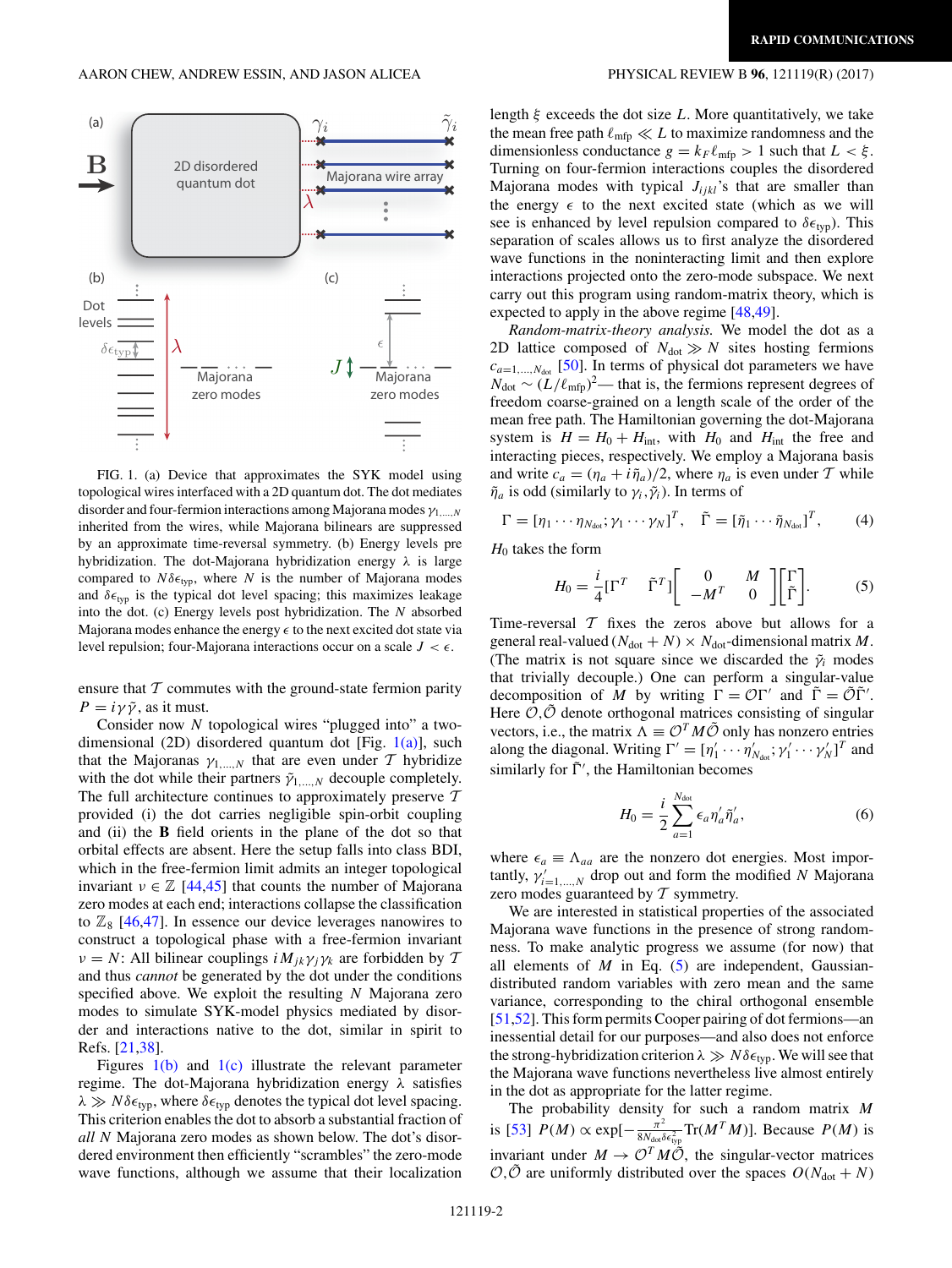FIG. 1. (a) Device that approximates the SYK model using topological wires interfaced with a 2D quantum dot. The dot mediates disorder and four-fermion interactions among Majorana modes $\gamma_{1,\ldots,N}$ inherited from the wires, while Majorana bilinears are suppressed by an approximate time-reversal symmetry. (b) Energy levels pre hybridization. The dot-Majorana hybridization energy $\lambda$ is large compared to $N\delta\epsilon_{\rm typ}$, where $N$ is the number of Majorana modes and $\delta\epsilon_{\rm typ}$ is the typical dot level spacing; this maximizes leakage into the dot. (c) Energy levels post hybridization. The $N$ absorbed Majorana modes enhance the energy $\epsilon$ to the next excited dot state via level repulsion; four-Majorana interactions occur on a scale $J < \epsilon$.

ensure that $\mathcal{T}$ commutes with the ground-state fermion parity $P = i\gamma\tilde{\gamma}$, as it must.

Consider now $N$ topological wires "plugged into" a two-dimensional (2D) disordered quantum dot [Fig. 1(a)], such that the Majoranas $\gamma_{1,\ldots,N}$ that are even under $\mathcal{T}$ hybridize with the dot while their partners $\tilde{\gamma}_{1,\ldots,N}$ decouple completely. The full architecture continues to approximately preserve $\mathcal{T}$ provided (i) the dot carries negligible spin-orbit coupling and (ii) the **B** field orients in the plane of the dot so that orbital effects are absent. Here the setup falls into class BDI, which in the free-fermion limit admits an integer topological invariant $\nu \in \mathbb{Z}$ [44,45] that counts the number of Majorana zero modes at each end; interactions collapse the classification to $\mathbb{Z}_8$ [46,47]. In essence our device leverages nanowires to construct a topological phase with a free-fermion invariant $\nu = N$: All bilinear couplings $iM_{jk}\gamma_j\gamma_k$ are forbidden by $\mathcal{T}$ and thus *cannot* be generated by the dot under the conditions specified above. We exploit the resulting $N$ Majorana zero modes to simulate SYK-model physics mediated by disorder and interactions native to the dot, similar in spirit to Refs. [21,38].

Figures 1(b) and 1(c) illustrate the relevant parameter regime. The dot-Majorana hybridization energy $\lambda$ satisfies $\lambda \gg N\delta\epsilon_{\rm typ}$, where $\delta\epsilon_{\rm typ}$ denotes the typical dot level spacing. This criterion enables the dot to absorb a substantial fraction of *all* $N$ Majorana zero modes as shown below. The dot's disordered environment then efficiently "scrambles" the zero-mode wave functions, although we assume that their localization length $\xi$ exceeds the dot size $L$. More quantitatively, we take the mean free path $\ell_{\rm mfp} \ll L$ to maximize randomness and the dimensionless conductance $g = k_F\ell_{\rm mfp} > 1$ such that $L < \xi$. Turning on four-fermion interactions couples the disordered Majorana modes with typical $J_{ijkl}$'s that are smaller than the energy $\epsilon$ to the next excited state (which as we will see is enhanced by level repulsion compared to $\delta\epsilon_{\rm typ}$). This separation of scales allows us to first analyze the disordered wave functions in the noninteracting limit and then explore interactions projected onto the zero-mode subspace. We next carry out this program using random-matrix theory, which is expected to apply in the above regime [48,49].

*Random-matrix-theory analysis.* We model the dot as a 2D lattice composed of $N_{\rm dot} \gg N$ sites hosting fermions $c_{a=1,\ldots,N_{\rm dot}}$ [50]. In terms of physical dot parameters we have $N_{\rm dot} \sim (L/\ell_{\rm mfp})^2$— that is, the fermions represent degrees of freedom coarse-grained on a length scale of the order of the mean free path. The Hamiltonian governing the dot-Majorana system is $H = H_0 + H_{\rm int}$, with $H_0$ and $H_{\rm int}$ the free and interacting pieces, respectively. We employ a Majorana basis and write $c_a = (\eta_a + i\tilde{\eta}_a)/2$, where $\eta_a$ is even under $\mathcal{T}$ while $\tilde{\eta}_a$ is odd (similarly to $\gamma_i,\tilde{\gamma}_i$). In terms of

$$\Gamma = [\eta_1 \cdots \eta_{N_{\rm dot}}; \gamma_1 \cdots \gamma_N]^T, \quad \tilde{\Gamma} = [\tilde{\eta}_1 \cdots \tilde{\eta}_{N_{\rm dot}}]^T, \tag{4}$$

$H_0$ takes the form

$$H_0 = \frac{i}{4}[\Gamma^T \quad \tilde{\Gamma}^T]\begin{bmatrix} 0 & M \\ -M^T & 0 \end{bmatrix}\begin{bmatrix} \Gamma \\ \tilde{\Gamma} \end{bmatrix}. \tag{5}$$

Time-reversal $\mathcal{T}$ fixes the zeros above but allows for a general real-valued $(N_{\rm dot} + N) \times N_{\rm dot}$-dimensional matrix $M$. (The matrix is not square since we discarded the $\tilde{\gamma}_i$ modes that trivially decouple.) One can perform a singular-value decomposition of $M$ by writing $\Gamma = \mathcal{O}\Gamma'$ and $\tilde{\Gamma} = \tilde{\mathcal{O}}\tilde{\Gamma}'$. Here $\mathcal{O},\tilde{\mathcal{O}}$ denote orthogonal matrices consisting of singular vectors, i.e., the matrix $\Lambda \equiv \mathcal{O}^T M\tilde{\mathcal{O}}$ only has nonzero entries along the diagonal. Writing $\Gamma' = [\eta'_1 \cdots \eta'_{N_{\rm dot}}; \gamma'_1 \cdots \gamma'_N]^T$ and similarly for $\tilde{\Gamma}'$, the Hamiltonian becomes

$$H_0 = \frac{i}{2}\sum_{a=1}^{N_{\rm dot}} \epsilon_a \eta'_a\tilde{\eta}'_a, \tag{6}$$

where $\epsilon_a \equiv \Lambda_{aa}$ are the nonzero dot energies. Most importantly, $\gamma'_{i=1,\ldots,N}$ drop out and form the modified $N$ Majorana zero modes guaranteed by $\mathcal{T}$ symmetry.

We are interested in statistical properties of the associated Majorana wave functions in the presence of (strong) randomness. To make analytic progress we assume (for now) that all elements of $M$ in Eq. (5) are independent, Gaussian-distributed random variables with zero mean and the same variance, corresponding to the chiral orthogonal ensemble [51,52]. This form permits Cooper pairing of dot fermions—an inessential detail for our purposes—and also does not enforce the strong-hybridization criterion $\lambda \gg N\delta\epsilon_{\rm typ}$. We will see that the Majorana wave functions nevertheless live almost entirely in the dot as appropriate for the latter regime.

The probability density for such a random matrix $M$ is [53] $P(M) \propto \exp[-\frac{\pi^2}{8N_{\rm dot}\delta\epsilon^2_{\rm typ}}{\rm Tr}(M^TM)]$. Because $P(M)$ is invariant under $M \to \mathcal{O}^TM\tilde{\mathcal{O}}$, the singular-vector matrices $\mathcal{O},\tilde{\mathcal{O}}$ are uniformly distributed over the spaces $O(N_{\rm dot} + N)$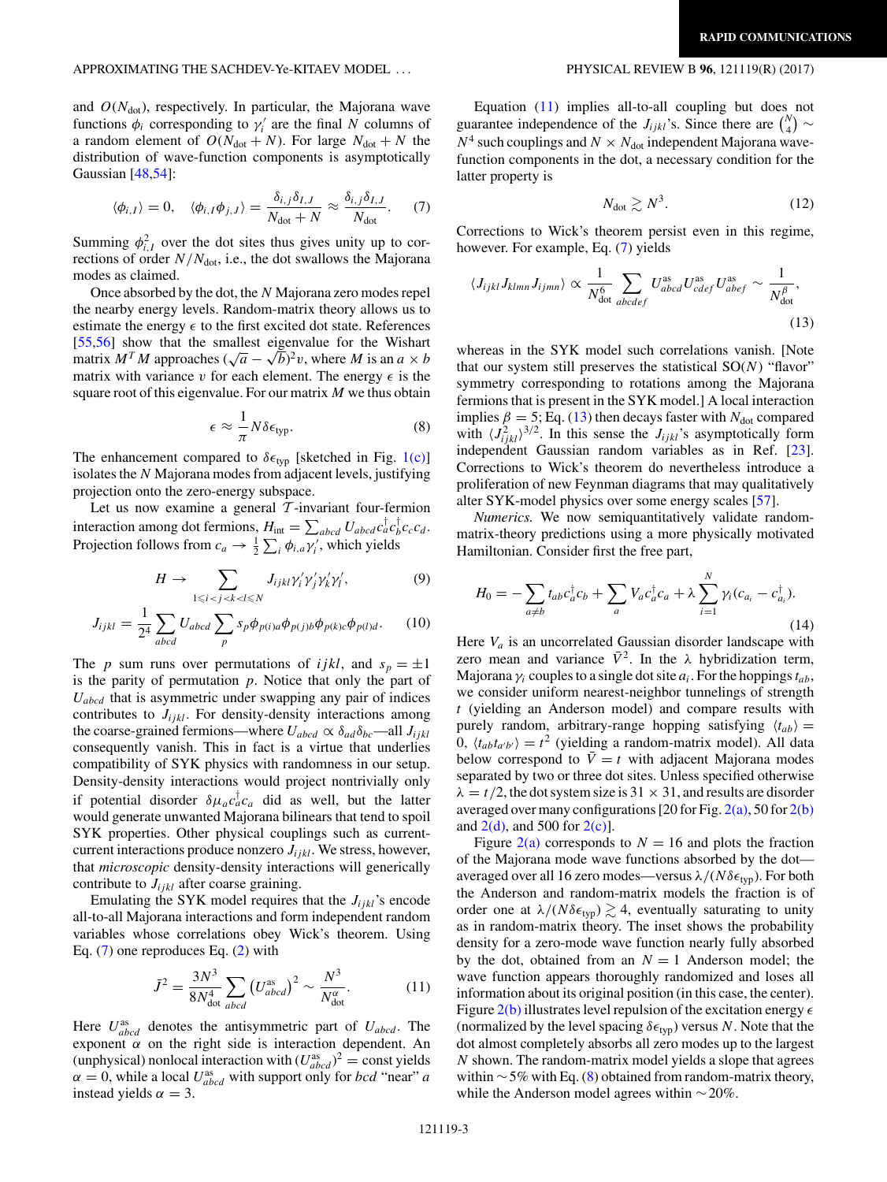and $O(N_{\rm dot})$, respectively. In particular, the Majorana wave functions $\phi_i$ corresponding to $\gamma_i'$ are the final $N$ columns of a random element of $O(N_{\rm dot}+N)$. For large $N_{\rm dot}+N$ the distribution of wave-function components is asymptotically Gaussian [48,54]:

$$\langle \phi_{i,I}\rangle = 0, \quad \langle \phi_{i,I}\phi_{j,J}\rangle = \frac{\delta_{i,j}\delta_{I,J}}{N_{\rm dot}+N} \approx \frac{\delta_{i,j}\delta_{I,J}}{N_{\rm dot}}. \tag{7}$$

Summing $\phi_{i,I}^2$ over the dot sites thus gives unity up to corrections of order $N/N_{\rm dot}$, i.e., the dot swallows the Majorana modes as claimed.

Once absorbed by the dot, the $N$ Majorana zero modes repel the nearby energy levels. Random-matrix theory allows us to estimate the energy $\epsilon$ to the first excited dot state. References [55,56] show that the smallest eigenvalue for the Wishart matrix $M^T M$ approaches $(\sqrt{a}-\sqrt{b})^2 v$, where $M$ is an $a\times b$ matrix with variance $v$ for each element. The energy $\epsilon$ is the square root of this eigenvalue. For our matrix $M$ we thus obtain

$$\epsilon \approx \frac{1}{\pi} N \delta\epsilon_{\rm typ}. \tag{8}$$

The enhancement compared to $\delta\epsilon_{\rm typ}$ [sketched in Fig. 1(c)] isolates the $N$ Majorana modes from adjacent levels, justifying projection onto the zero-energy subspace.

Let us now examine a general $\mathcal{T}$-invariant four-fermion interaction among dot fermions, $H_{\rm int} = \sum_{abcd} U_{abcd} c_a^\dagger c_b^\dagger c_c c_d$. Projection follows from $c_a \to \frac{1}{2}\sum_i \phi_{i,a}\gamma_i'$, which yields

$$H \to \sum_{1\leqslant i<j<k<l\leqslant N} J_{ijkl}\gamma_i'\gamma_j'\gamma_k'\gamma_l', \tag{9}$$

$$J_{ijkl} = \frac{1}{2^4}\sum_{abcd} U_{abcd}\sum_p s_p \phi_{p(i)a}\phi_{p(j)b}\phi_{p(k)c}\phi_{p(l)d}. \tag{10}$$

The $p$ sum runs over permutations of $ijkl$, and $s_p=\pm 1$ is the parity of permutation $p$. Notice that only the part of $U_{abcd}$ that is asymmetric under swapping any pair of indices contributes to $J_{ijkl}$. For density-density interactions among the coarse-grained fermions—where $U_{abcd} \propto \delta_{ad}\delta_{bc}$—all $J_{ijkl}$ consequently vanish. This in fact is a virtue that underlies compatibility of SYK physics with randomness in our setup. Density-density interactions would project nontrivially only if potential disorder $\delta\mu_a c_a^\dagger c_a$ did as well, but the latter would generate unwanted Majorana bilinears that tend to spoil SYK properties. Other physical couplings such as current-current interactions produce nonzero $J_{ijkl}$. We stress, however, that *microscopic* density-density interactions will generically contribute to $J_{ijkl}$ after coarse graining.

Emulating the SYK model requires that the $J_{ijkl}$'s encode all-to-all Majorana interactions and form independent random variables whose correlations obey Wick's theorem. Using Eq. (7) one reproduces Eq. (2) with

$$\bar{J}^2 = \frac{3N^3}{8N_{\rm dot}^4}\sum_{abcd}\left(U_{abcd}^{\rm as}\right)^2 \sim \frac{N^3}{N_{\rm dot}^\alpha}. \tag{11}$$

Here $U_{abcd}^{\rm as}$ denotes the antisymmetric part of $U_{abcd}$. The exponent $\alpha$ on the right side is interaction dependent. An (unphysical) nonlocal interaction with $(U_{abcd}^{\rm as})^2 = {\rm const}$ yields $\alpha = 0$, while a local $U_{abcd}^{\rm as}$ with support only for $bcd$ "near" $a$ instead yields $\alpha = 3$.

Equation (11) implies all-to-all coupling but does not guarantee independence of the $J_{ijkl}$'s. Since there are $\binom{N}{4}\sim N^4$ such couplings and $N\times N_{\rm dot}$ independent Majorana wave-function components in the dot, a necessary condition for the latter property is

$$N_{\rm dot} \gtrsim N^3. \tag{12}$$

Corrections to Wick's theorem persist even in this regime, however. For example, Eq. (7) yields

$$\langle J_{ijkl}J_{klmn}J_{ijmn}\rangle \propto \frac{1}{N_{\rm dot}^6}\sum_{abcdef} U_{abcd}^{\rm as}U_{cdef}^{\rm as}U_{abef}^{\rm as} \sim \frac{1}{N_{\rm dot}^\beta}, \tag{13}$$

whereas in the SYK model such correlations vanish. [Note that our system still preserves the statistical SO($N$) "flavor" symmetry corresponding to rotations among the Majorana fermions that is present in the SYK model.] A local interaction implies $\beta = 5$; Eq. (13) then decays faster with $N_{\rm dot}$ compared with $\langle J_{ijkl}^2\rangle^{3/2}$. In this sense the $J_{ijkl}$'s asymptotically form independent Gaussian random variables as in Ref. [23]. Corrections to Wick's theorem do nevertheless introduce a proliferation of new Feynman diagrams that may qualitatively alter SYK-model physics over some energy scales [57].

*Numerics.* We now semiquantitatively validate random-matrix-theory predictions using a more physically motivated Hamiltonian. Consider first the free part,

$$H_0 = -\sum_{a\neq b} t_{ab}c_a^\dagger c_b + \sum_a V_a c_a^\dagger c_a + \lambda\sum_{i=1}^N \gamma_i(c_{a_i} - c_{a_i}^\dagger). \tag{14}$$

Here $V_a$ is an uncorrelated Gaussian disorder landscape with zero mean and variance $\bar{V}^2$. In the $\lambda$ hybridization term, Majorana $\gamma_i$ couples to a single dot site $a_i$. For the hoppings $t_{ab}$, we consider uniform nearest-neighbor tunnelings of strength $t$ (yielding an Anderson model) and compare results with purely random, arbitrary-range hopping satisfying $\langle t_{ab}\rangle = 0$, $\langle t_{ab}t_{a'b'}\rangle = t^2$ (yielding a random-matrix model). All data below correspond to $\bar{V} = t$ with adjacent Majorana modes separated by two or three dot sites. Unless specified otherwise $\lambda = t/2$, the dot system size is $31\times 31$, and results are disorder averaged over many configurations [20 for Fig. 2(a), 50 for 2(b) and 2(d), and 500 for 2(c)].

Figure 2(a) corresponds to $N = 16$ and plots the fraction of the Majorana mode wave functions absorbed by the dot—averaged over all 16 zero modes—versus $\lambda/(N\delta\epsilon_{\rm typ})$. For both the Anderson and random-matrix models the fraction is of order one at $\lambda/(N\delta\epsilon_{\rm typ}) \gtrsim 4$, eventually saturating to unity as in random-matrix theory. The inset shows the probability density for a zero-mode wave function nearly fully absorbed by the dot, obtained from an $N = 1$ Anderson model; the wave function appears thoroughly randomized and loses all information about its original position (in this case, the center). Figure 2(b) illustrates level repulsion of the excitation energy $\epsilon$ (normalized by the level spacing $\delta\epsilon_{\rm typ}$) versus $N$. Note that the dot almost completely absorbs all zero modes up to the largest $N$ shown. The random-matrix model yields a slope that agrees within $\sim 5\%$ with Eq. (8) obtained from random-matrix theory, while the Anderson model agrees within $\sim 20\%$.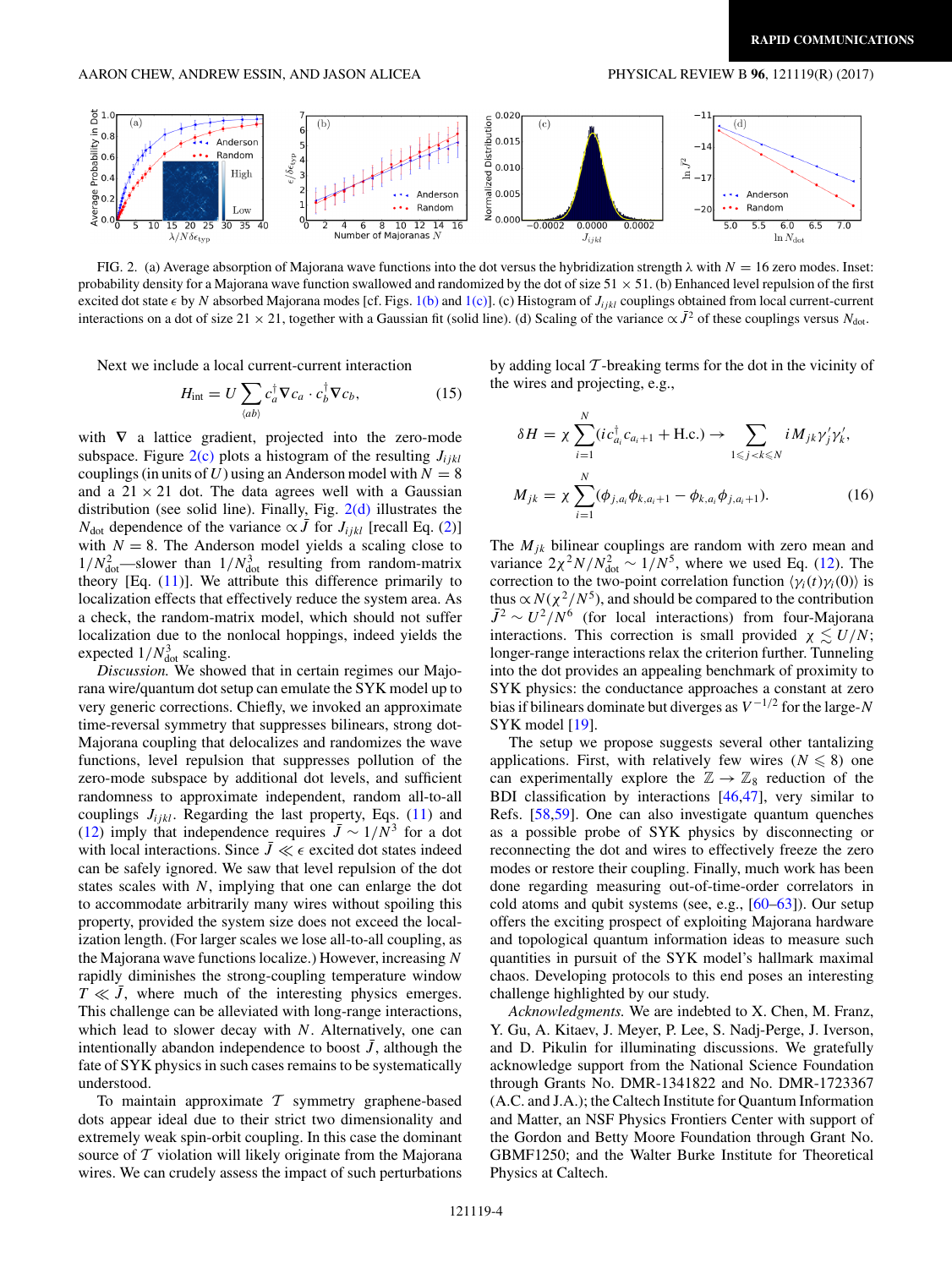FIG. 2. (a) Average absorption of Majorana wave functions into the dot versus the hybridization strength $\lambda$ with $N = 16$ zero modes. Inset: probability density for a Majorana wave function swallowed and randomized by the dot of size $51 \times 51$. (b) Enhanced level repulsion of the first excited dot state $\epsilon$ by $N$ absorbed Majorana modes [cf. Figs. 1(b) and 1(c)]. (c) Histogram of $J_{ijkl}$ couplings obtained from local current-current interactions on a dot of size $21 \times 21$, together with a Gaussian fit (solid line). (d) Scaling of the variance $\propto \bar{J}^2$ of these couplings versus $N_{\rm dot}$.

Next we include a local current-current interaction

$$H_{\rm int} = U \sum_{\langle ab \rangle} c_a^\dagger \nabla c_a \cdot c_b^\dagger \nabla c_b, \tag{15}$$

with $\nabla$ a lattice gradient, projected into the zero-mode subspace. Figure 2(c) plots a histogram of the resulting $J_{ijkl}$ couplings (in units of $U$) using an Anderson model with $N = 8$ and a $21 \times 21$ dot. The data agrees well with a Gaussian distribution (see solid line). Finally, Fig. 2(d) illustrates the $N_{\rm dot}$ dependence of the variance $\propto \bar{J}$ for $J_{ijkl}$ [recall Eq. (2)] with $N = 8$. The Anderson model yields a scaling close to $1/N_{\rm dot}^2$—slower than $1/N_{\rm dot}^3$ resulting from random-matrix theory [Eq. (11)]. We attribute this difference primarily to localization effects that effectively reduce the system area. As a check, the random-matrix model, which should not suffer localization due to the nonlocal hoppings, indeed yields the expected $1/N_{\rm dot}^3$ scaling.

*Discussion.* We showed that in certain regimes our Majorana wire/quantum dot setup can emulate the SYK model up to very generic corrections. Chiefly, we invoked an approximate time-reversal symmetry that suppresses bilinears, strong dot-Majorana coupling that delocalizes and randomizes the wave functions, level repulsion that suppresses pollution of the zero-mode subspace by additional dot levels, and sufficient randomness to approximate independent, random all-to-all couplings $J_{ijkl}$. Regarding the last property, Eqs. (11) and (12) imply that independence requires $\bar{J} \sim 1/N^3$ for a dot with local interactions. Since $\bar{J} \ll \epsilon$ excited dot states indeed can be safely ignored. We saw that level repulsion of the dot states scales with $N$, implying that one can enlarge the dot to accommodate arbitrarily many wires without spoiling this property, provided the system size does not exceed the localization length. (For larger scales we lose all-to-all coupling, as the Majorana wave functions localize.) However, increasing $N$ rapidly diminishes the strong-coupling temperature window $T \ll \bar{J}$, where much of the interesting physics emerges. This challenge can be alleviated with long-range interactions, which lead to slower decay with $N$. Alternatively, one can intentionally abandon independence to boost $\bar{J}$, although the fate of SYK physics in such cases remains to be systematically understood.

To maintain approximate $\mathcal{T}$ symmetry graphene-based dots appear ideal due to their strict two dimensionality and extremely weak spin-orbit coupling. In this case the dominant source of $\mathcal{T}$ violation will likely originate from the Majorana wires. We can crudely assess the impact of such perturbations by adding local $\mathcal{T}$-breaking terms for the dot in the vicinity of the wires and projecting, e.g.,

$$\delta H = \chi \sum_{i=1}^{N} (i c_{a_i}^\dagger c_{a_i+1} + \text{H.c.}) \rightarrow \sum_{1 \leqslant j < k \leqslant N} i M_{jk} \gamma_j' \gamma_k',$$

$$M_{jk} = \chi \sum_{i=1}^{N} (\phi_{j,a_i} \phi_{k,a_i+1} - \phi_{k,a_i} \phi_{j,a_i+1}). \tag{16}$$

The $M_{jk}$ bilinear couplings are random with zero mean and variance $2\chi^2 N/N_{\rm dot}^2 \sim 1/N^5$, where we used Eq. (12). The correction to the two-point correlation function $\langle \gamma_i(t) \gamma_i(0) \rangle$ is thus $\propto N(\chi^2/N^5)$, and should be compared to the contribution $\bar{J}^2 \sim U^2/N^6$ (for local interactions) from four-Majorana interactions. This correction is small provided $\chi \lesssim U/N$; longer-range interactions relax the criterion further. Tunneling into the dot provides an appealing benchmark of proximity to SYK physics: the conductance approaches a constant at zero bias if bilinears dominate but diverges as $V^{-1/2}$ for the large-$N$ SYK model [19].

The setup we propose suggests several other tantalizing applications. First, with relatively few wires ($N \leqslant 8$) one can experimentally explore the $\mathbb{Z} \rightarrow \mathbb{Z}_8$ reduction of the BDI classification by interactions [46,47], very similar to Refs. [58,59]. One can also investigate quantum quenches as a possible probe of SYK physics by disconnecting or reconnecting the dot and wires to effectively freeze the zero modes or restore their coupling. Finally, much work has been done regarding measuring out-of-time-order correlators in cold atoms and qubit systems (see, e.g., [60–63]). Our setup offers the exciting prospect of exploiting Majorana hardware and topological quantum information ideas to measure such quantities in pursuit of the SYK model's hallmark maximal chaos. Developing protocols to this end poses an interesting challenge highlighted by our study.

*Acknowledgments.* We are indebted to X. Chen, M. Franz, Y. Gu, A. Kitaev, J. Meyer, P. Lee, S. Nadj-Perge, J. Iverson, and D. Pikulin for illuminating discussions. We gratefully acknowledge support from the National Science Foundation through Grants No. DMR-1341822 and No. DMR-1723367 (A.C. and J.A.); the Caltech Institute for Quantum Information and Matter, an NSF Physics Frontiers Center with support of the Gordon and Betty Moore Foundation through Grant No. GBMF1250; and the Walter Burke Institute for Theoretical Physics at Caltech.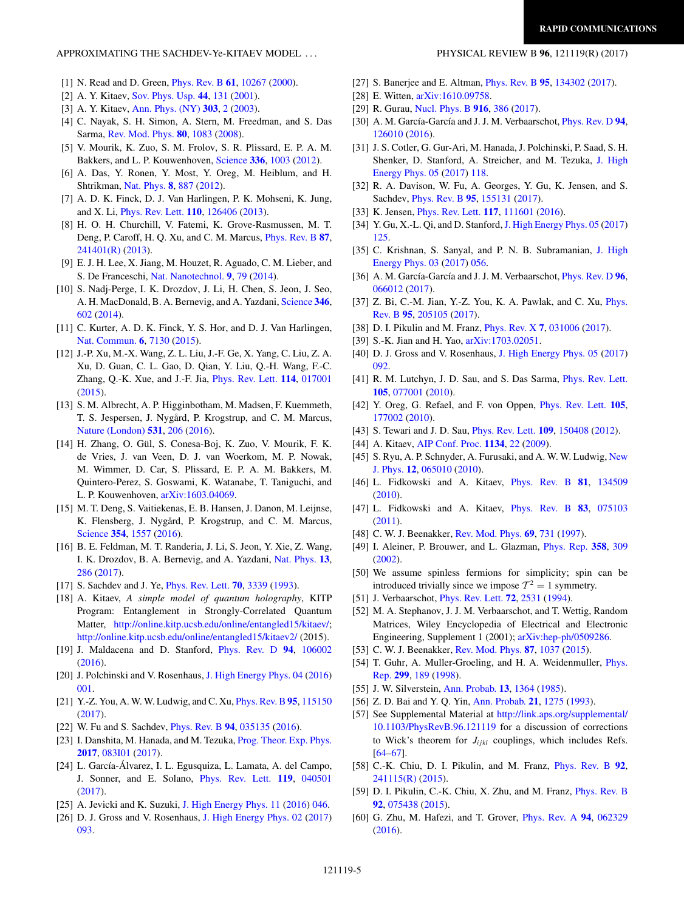[1] N. Read and D. Green, Phys. Rev. B **61**, 10267 (2000).

[2] A. Y. Kitaev, Sov. Phys. Usp. **44**, 131 (2001).

[3] A. Y. Kitaev, Ann. Phys. (NY) **303**, 2 (2003).

[4] C. Nayak, S. H. Simon, A. Stern, M. Freedman, and S. Das Sarma, Rev. Mod. Phys. **80**, 1083 (2008).

[5] V. Mourik, K. Zuo, S. M. Frolov, S. R. Plissard, E. P. A. M. Bakkers, and L. P. Kouwenhoven, Science **336**, 1003 (2012).

[6] A. Das, Y. Ronen, Y. Most, Y. Oreg, M. Heiblum, and H. Shtrikman, Nat. Phys. **8**, 887 (2012).

[7] A. D. K. Finck, D. J. Van Harlingen, P. K. Mohseni, K. Jung, and X. Li, Phys. Rev. Lett. **110**, 126406 (2013).

[8] H. O. H. Churchill, V. Fatemi, K. Grove-Rasmussen, M. T. Deng, P. Caroff, H. Q. Xu, and C. M. Marcus, Phys. Rev. B **87**, 241401(R) (2013).

[9] E. J. H. Lee, X. Jiang, M. Houzet, R. Aguado, C. M. Lieber, and S. De Franceschi, Nat. Nanotechnol. **9**, 79 (2014).

[10] S. Nadj-Perge, I. K. Drozdov, J. Li, H. Chen, S. Jeon, J. Seo, A. H. MacDonald, B. A. Bernevig, and A. Yazdani, Science **346**, 602 (2014).

[11] C. Kurter, A. D. K. Finck, Y. S. Hor, and D. J. Van Harlingen, Nat. Commun. **6**, 7130 (2015).

[12] J.-P. Xu, M.-X. Wang, Z. L. Liu, J.-F. Ge, X. Yang, C. Liu, Z. A. Xu, D. Guan, C. L. Gao, D. Qian, Y. Liu, Q.-H. Wang, F.-C. Zhang, Q.-K. Xue, and J.-F. Jia, Phys. Rev. Lett. **114**, 017001 (2015).

[13] S. M. Albrecht, A. P. Higginbotham, M. Madsen, F. Kuemmeth, T. S. Jespersen, J. Nygård, P. Krogstrup, and C. M. Marcus, Nature (London) **531**, 206 (2016).

[14] H. Zhang, O. Gül, S. Conesa-Boj, K. Zuo, V. Mourik, F. K. de Vries, J. van Veen, D. J. van Woerkom, M. P. Nowak, M. Wimmer, D. Car, S. Plissard, E. P. A. M. Bakkers, M. Quintero-Perez, S. Goswami, K. Watanabe, T. Taniguchi, and L. P. Kouwenhoven, arXiv:1603.04069.

[15] M. T. Deng, S. Vaitiekenas, E. B. Hansen, J. Danon, M. Leijnse, K. Flensberg, J. Nygård, P. Krogstrup, and C. M. Marcus, Science **354**, 1557 (2016).

[16] B. E. Feldman, M. T. Randeria, J. Li, S. Jeon, Y. Xie, Z. Wang, I. K. Drozdov, B. A. Bernevig, and A. Yazdani, Nat. Phys. **13**, 286 (2017).

[17] S. Sachdev and J. Ye, Phys. Rev. Lett. **70**, 3339 (1993).

[18] A. Kitaev, *A simple model of quantum holography*, KITP Program: Entanglement in Strongly-Correlated Quantum Matter, http://online.kitp.ucsb.edu/online/entangled15/kitaev/; http://online.kitp.ucsb.edu/online/entangled15/kitaev2/ (2015).

[19] J. Maldacena and D. Stanford, Phys. Rev. D **94**, 106002 (2016).

[20] J. Polchinski and V. Rosenhaus, J. High Energy Phys. 04 (2016) 001.

[21] Y.-Z. You, A. W. W. Ludwig, and C. Xu, Phys. Rev. B **95**, 115150 (2017).

[22] W. Fu and S. Sachdev, Phys. Rev. B **94**, 035135 (2016).

[23] I. Danshita, M. Hanada, and M. Tezuka, Prog. Theor. Exp. Phys. **2017**, 083I01 (2017).

[24] L. García-Álvarez, I. L. Egusquiza, L. Lamata, A. del Campo, J. Sonner, and E. Solano, Phys. Rev. Lett. **119**, 040501 (2017).

[25] A. Jevicki and K. Suzuki, J. High Energy Phys. 11 (2016) 046.

[26] D. J. Gross and V. Rosenhaus, J. High Energy Phys. 02 (2017) 093.

[27] S. Banerjee and E. Altman, Phys. Rev. B **95**, 134302 (2017).

[28] E. Witten, arXiv:1610.09758.

[29] R. Gurau, Nucl. Phys. B **916**, 386 (2017).

[30] A. M. García-García and J. J. M. Verbaarschot, Phys. Rev. D **94**, 126010 (2016).

[31] J. S. Cotler, G. Gur-Ari, M. Hanada, J. Polchinski, P. Saad, S. H. Shenker, D. Stanford, A. Streicher, and M. Tezuka, J. High Energy Phys. 05 (2017) 118.

[32] R. A. Davison, W. Fu, A. Georges, Y. Gu, K. Jensen, and S. Sachdev, Phys. Rev. B **95**, 155131 (2017).

[33] K. Jensen, Phys. Rev. Lett. **117**, 111601 (2016).

[34] Y. Gu, X.-L. Qi, and D. Stanford, J. High Energy Phys. 05 (2017) 125.

[35] C. Krishnan, S. Sanyal, and P. N. B. Subramanian, J. High Energy Phys. 03 (2017) 056.

[36] A. M. García-García and J. J. M. Verbaarschot, Phys. Rev. D **96**, 066012 (2017).

[37] Z. Bi, C.-M. Jian, Y.-Z. You, K. A. Pawlak, and C. Xu, Phys. Rev. B **95**, 205105 (2017).

[38] D. I. Pikulin and M. Franz, Phys. Rev. X **7**, 031006 (2017).

[39] S.-K. Jian and H. Yao, arXiv:1703.02051.

[40] D. J. Gross and V. Rosenhaus, J. High Energy Phys. 05 (2017) 092.

[41] R. M. Lutchyn, J. D. Sau, and S. Das Sarma, Phys. Rev. Lett. **105**, 077001 (2010).

[42] Y. Oreg, G. Refael, and F. von Oppen, Phys. Rev. Lett. **105**, 177002 (2010).

[43] S. Tewari and J. D. Sau, Phys. Rev. Lett. **109**, 150408 (2012).

[44] A. Kitaev, AIP Conf. Proc. **1134**, 22 (2009).

[45] S. Ryu, A. P. Schnyder, A. Furusaki, and A. W. W. Ludwig, New J. Phys. **12**, 065010 (2010).

[46] L. Fidkowski and A. Kitaev, Phys. Rev. B **81**, 134509 (2010).

[47] L. Fidkowski and A. Kitaev, Phys. Rev. B **83**, 075103 (2011).

[48] C. W. J. Beenakker, Rev. Mod. Phys. **69**, 731 (1997).

[49] I. Aleiner, P. Brouwer, and L. Glazman, Phys. Rep. **358**, 309 (2002).

[50] We assume spinless fermions for simplicity; spin can be introduced trivially since we impose $\mathcal{T}^2 = 1$ symmetry.

[51] J. Verbaarschot, Phys. Rev. Lett. **72**, 2531 (1994).

[52] M. A. Stephanov, J. J. M. Verbaarschot, and T. Wettig, Random Matrices, Wiley Encyclopedia of Electrical and Electronic Engineering, Supplement 1 (2001); arXiv:hep-ph/0509286.

[53] C. W. J. Beenakker, Rev. Mod. Phys. **87**, 1037 (2015).

[54] T. Guhr, A. Muller-Groeling, and H. A. Weidenmuller, Phys. Rep. **299**, 189 (1998).

[55] J. W. Silverstein, Ann. Probab. **13**, 1364 (1985).

[56] Z. D. Bai and Y. Q. Yin, Ann. Probab. **21**, 1275 (1993).

[57] See Supplemental Material at http://link.aps.org/supplemental/10.1103/PhysRevB.96.121119 for a discussion of corrections to Wick's theorem for $J_{ijkl}$ couplings, which includes Refs. [64–67].

[58] C.-K. Chiu, D. I. Pikulin, and M. Franz, Phys. Rev. B **92**, 241115(R) (2015).

[59] D. I. Pikulin, C.-K. Chiu, X. Zhu, and M. Franz, Phys. Rev. B **92**, 075438 (2015).

[60] G. Zhu, M. Hafezi, and T. Grover, Phys. Rev. A **94**, 062329 (2016).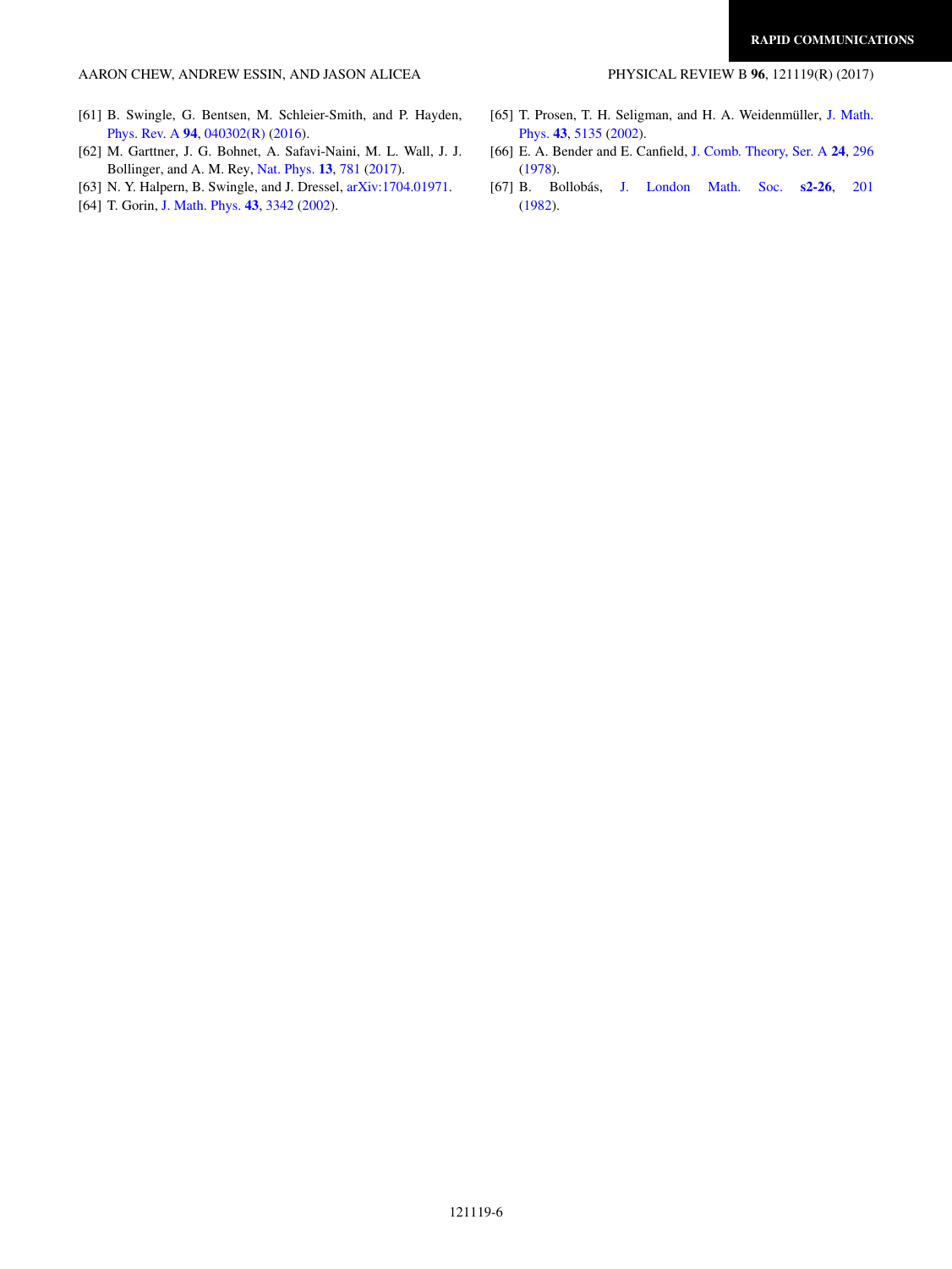[61] B. Swingle, G. Bentsen, M. Schleier-Smith, and P. Hayden, Phys. Rev. A **94**, 040302(R) (2016).

[62] M. Garttner, J. G. Bohnet, A. Safavi-Naini, M. L. Wall, J. J. Bollinger, and A. M. Rey, Nat. Phys. **13**, 781 (2017).

[63] N. Y. Halpern, B. Swingle, and J. Dressel, arXiv:1704.01971.

[64] T. Gorin, J. Math. Phys. **43**, 3342 (2002).

[65] T. Prosen, T. H. Seligman, and H. A. Weidenmüller, J. Math. Phys. **43**, 5135 (2002).

[66] E. A. Bender and E. Canfield, J. Comb. Theory, Ser. A **24**, 296 (1978).

[67] B. Bollobás, J. London Math. Soc. **s2-26**, 201 (1982).